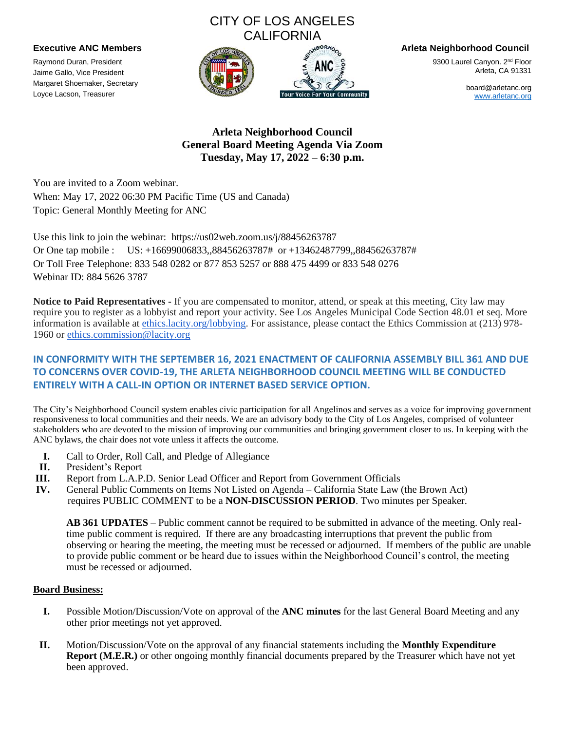CITY OF LOS ANGELES
CALIFORNIA

**Executive ANC Members**

Raymond Duran, President
Jaime Gallo, Vice President
Margaret Shoemaker, Secretary
Loyce Lacson, Treasurer

**Arleta Neighborhood Council**

9300 Laurel Canyon. 2nd Floor
Arleta, CA 91331

board@arletanc.org
www.arletanc.org

## Arleta Neighborhood Council
## General Board Meeting Agenda Via Zoom
## Tuesday, May 17, 2022 – 6:30 p.m.

You are invited to a Zoom webinar.
When: May 17, 2022 06:30 PM Pacific Time (US and Canada)
Topic: General Monthly Meeting for ANC

Use this link to join the webinar: https://us02web.zoom.us/j/88456263787
Or One tap mobile : US: +16699006833,,88456263787# or +13462487799,,88456263787#
Or Toll Free Telephone: 833 548 0282 or 877 853 5257 or 888 475 4499 or 833 548 0276
Webinar ID: 884 5626 3787

**Notice to Paid Representatives** - If you are compensated to monitor, attend, or speak at this meeting, City law may require you to register as a lobbyist and report your activity. See Los Angeles Municipal Code Section 48.01 et seq. More information is available at ethics.lacity.org/lobbying. For assistance, please contact the Ethics Commission at (213) 978-1960 or ethics.commission@lacity.org

**IN CONFORMITY WITH THE SEPTEMBER 16, 2021 ENACTMENT OF CALIFORNIA ASSEMBLY BILL 361 AND DUE TO CONCERNS OVER COVID-19, THE ARLETA NEIGHBORHOOD COUNCIL MEETING WILL BE CONDUCTED ENTIRELY WITH A CALL-IN OPTION OR INTERNET BASED SERVICE OPTION.**

The City's Neighborhood Council system enables civic participation for all Angelinos and serves as a voice for improving government responsiveness to local communities and their needs. We are an advisory body to the City of Los Angeles, comprised of volunteer stakeholders who are devoted to the mission of improving our communities and bringing government closer to us. In keeping with the ANC bylaws, the chair does not vote unless it affects the outcome.

**I.** Call to Order, Roll Call, and Pledge of Allegiance
**II.** President's Report
**III.** Report from L.A.P.D. Senior Lead Officer and Report from Government Officials
**IV.** General Public Comments on Items Not Listed on Agenda – California State Law (the Brown Act) requires PUBLIC COMMENT to be a **NON-DISCUSSION PERIOD**. Two minutes per Speaker.

**AB 361 UPDATES** – Public comment cannot be required to be submitted in advance of the meeting. Only real-time public comment is required. If there are any broadcasting interruptions that prevent the public from observing or hearing the meeting, the meeting must be recessed or adjourned. If members of the public are unable to provide public comment or be heard due to issues within the Neighborhood Council's control, the meeting must be recessed or adjourned.

**Board Business:**

**I.** Possible Motion/Discussion/Vote on approval of the **ANC minutes** for the last General Board Meeting and any other prior meetings not yet approved.

**II.** Motion/Discussion/Vote on the approval of any financial statements including the **Monthly Expenditure Report (M.E.R.)** or other ongoing monthly financial documents prepared by the Treasurer which have not yet been approved.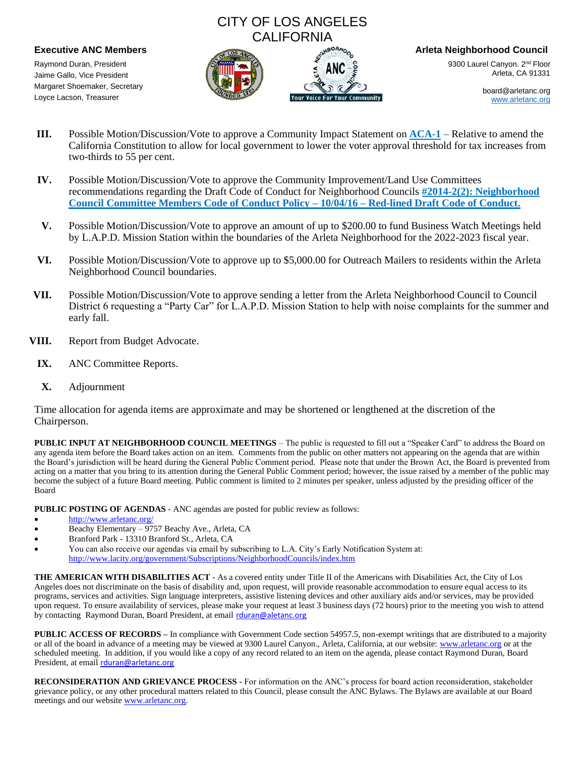# CITY OF LOS ANGELES
# CALIFORNIA

**Executive ANC Members**

Raymond Duran, President
Jaime Gallo, Vice President
Margaret Shoemaker, Secretary
Loyce Lacson, Treasurer

**Arleta Neighborhood Council**

9300 Laurel Canyon. 2nd Floor
Arleta, CA 91331

board@arletanc.org
www.arletanc.org

**III.** Possible Motion/Discussion/Vote to approve a Community Impact Statement on **ACA-1** – Relative to amend the California Constitution to allow for local government to lower the voter approval threshold for tax increases from two-thirds to 55 per cent.

**IV.** Possible Motion/Discussion/Vote to approve the Community Improvement/Land Use Committees recommendations regarding the Draft Code of Conduct for Neighborhood Councils **#2014-2(2): Neighborhood Council Committee Members Code of Conduct Policy – 10/04/16 – Red-lined Draft Code of Conduct.**

**V.** Possible Motion/Discussion/Vote to approve an amount of up to $200.00 to fund Business Watch Meetings held by L.A.P.D. Mission Station within the boundaries of the Arleta Neighborhood for the 2022-2023 fiscal year.

**VI.** Possible Motion/Discussion/Vote to approve up to $5,000.00 for Outreach Mailers to residents within the Arleta Neighborhood Council boundaries.

**VII.** Possible Motion/Discussion/Vote to approve sending a letter from the Arleta Neighborhood Council to Council District 6 requesting a "Party Car" for L.A.P.D. Mission Station to help with noise complaints for the summer and early fall.

**VIII.** Report from Budget Advocate.

**IX.** ANC Committee Reports.

**X.** Adjournment

Time allocation for agenda items are approximate and may be shortened or lengthened at the discretion of the Chairperson.

**PUBLIC INPUT AT NEIGHBORHOOD COUNCIL MEETINGS** – The public is requested to fill out a "Speaker Card" to address the Board on any agenda item before the Board takes action on an item. Comments from the public on other matters not appearing on the agenda that are within the Board's jurisdiction will be heard during the General Public Comment period. Please note that under the Brown Act, the Board is prevented from acting on a matter that you bring to its attention during the General Public Comment period; however, the issue raised by a member of the public may become the subject of a future Board meeting. Public comment is limited to 2 minutes per speaker, unless adjusted by the presiding officer of the Board

**PUBLIC POSTING OF AGENDAS** - ANC agendas are posted for public review as follows:

- http://www.arletanc.org/
- Beachy Elementary – 9757 Beachy Ave., Arleta, CA
- Branford Park - 13310 Branford St., Arleta, CA
- You can also receive our agendas via email by subscribing to L.A. City's Early Notification System at: http://www.lacity.org/government/Subscriptions/NeighborhoodCouncils/index.htm

**THE AMERICAN WITH DISABILITIES ACT** - As a covered entity under Title II of the Americans with Disabilities Act, the City of Los Angeles does not discriminate on the basis of disability and, upon request, will provide reasonable accommodation to ensure equal access to its programs, services and activities. Sign language interpreters, assistive listening devices and other auxiliary aids and/or services, may be provided upon request. To ensure availability of services, please make your request at least 3 business days (72 hours) prior to the meeting you wish to attend by contacting Raymond Duran, Board President, at email rduran@aletanc.org

**PUBLIC ACCESS OF RECORDS –** In compliance with Government Code section 54957.5, non-exempt writings that are distributed to a majority or all of the board in advance of a meeting may be viewed at 9300 Laurel Canyon., Arleta, California, at our website: www.arletanc.org or at the scheduled meeting. In addition, if you would like a copy of any record related to an item on the agenda, please contact Raymond Duran, Board President, at email rduran@arletanc.org

**RECONSIDERATION AND GRIEVANCE PROCESS -** For information on the ANC's process for board action reconsideration, stakeholder grievance policy, or any other procedural matters related to this Council, please consult the ANC Bylaws. The Bylaws are available at our Board meetings and our website www.arletanc.org.